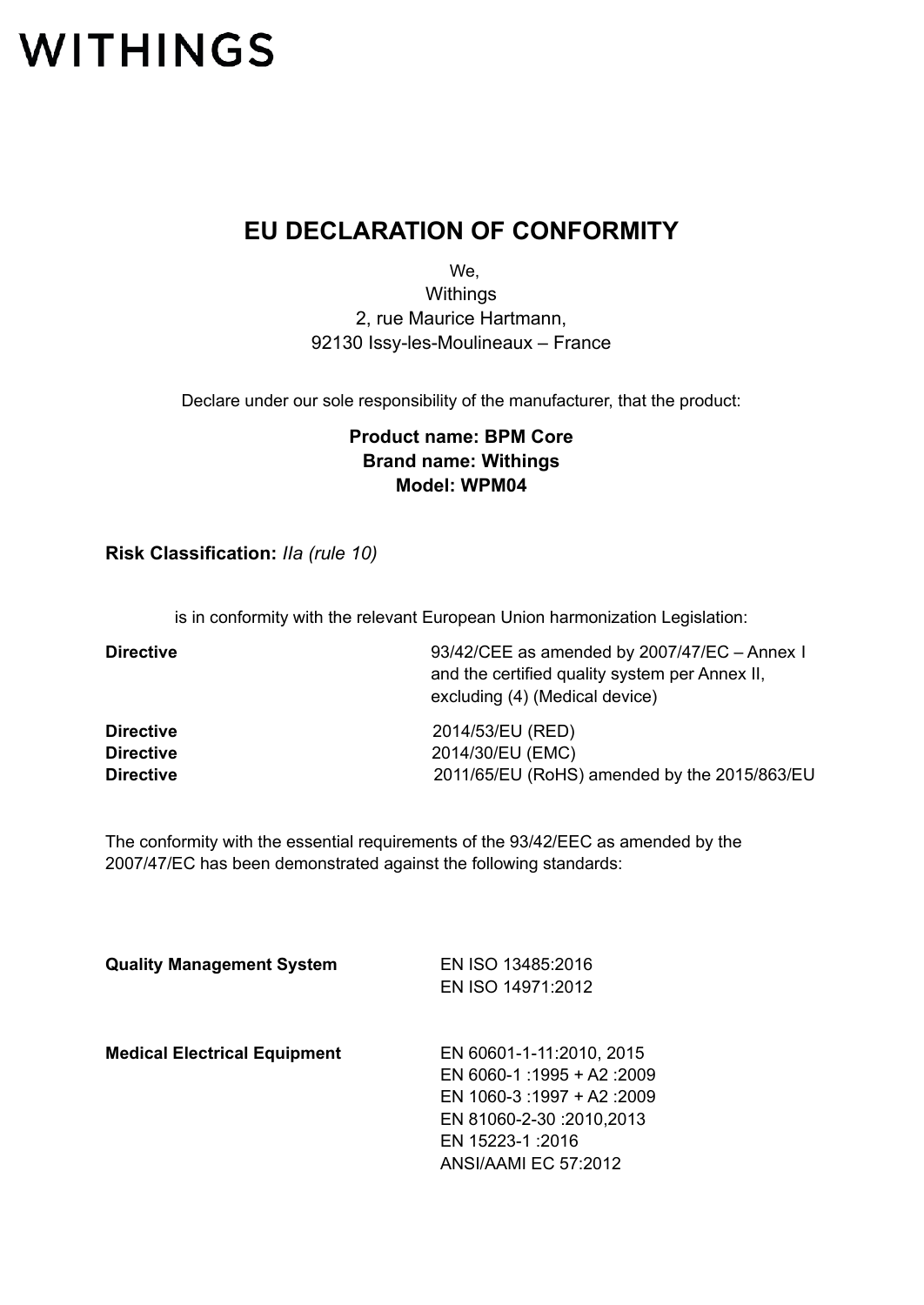WITHINGS

# EU DECLARATION OF CONFORMITY

We,
Withings
2, rue Maurice Hartmann,
92130 Issy-les-Moulineaux – France

Declare under our sole responsibility of the manufacturer, that the product:

**Product name: BPM Core**
**Brand name: Withings**
**Model: WPM04**

**Risk Classification:** *IIa (rule 10)*

is in conformity with the relevant European Union harmonization Legislation:

| | |
|---|---|
| **Directive** | 93/42/CEE as amended by 2007/47/EC – Annex I and the certified quality system per Annex II, excluding (4) (Medical device) |
| **Directive** | 2014/53/EU (RED) |
| **Directive** | 2014/30/EU (EMC) |
| **Directive** | 2011/65/EU (RoHS) amended by the 2015/863/EU |

The conformity with the essential requirements of the 93/42/EEC as amended by the 2007/47/EC has been demonstrated against the following standards:

| | |
|---|---|
| **Quality Management System** | EN ISO 13485:2016<br>EN ISO 14971:2012 |
| **Medical Electrical Equipment** | EN 60601-1-11:2010, 2015<br>EN 6060-1 :1995 + A2 :2009<br>EN 1060-3 :1997 + A2 :2009<br>EN 81060-2-30 :2010,2013<br>EN 15223-1 :2016<br>ANSI/AAMI EC 57:2012 |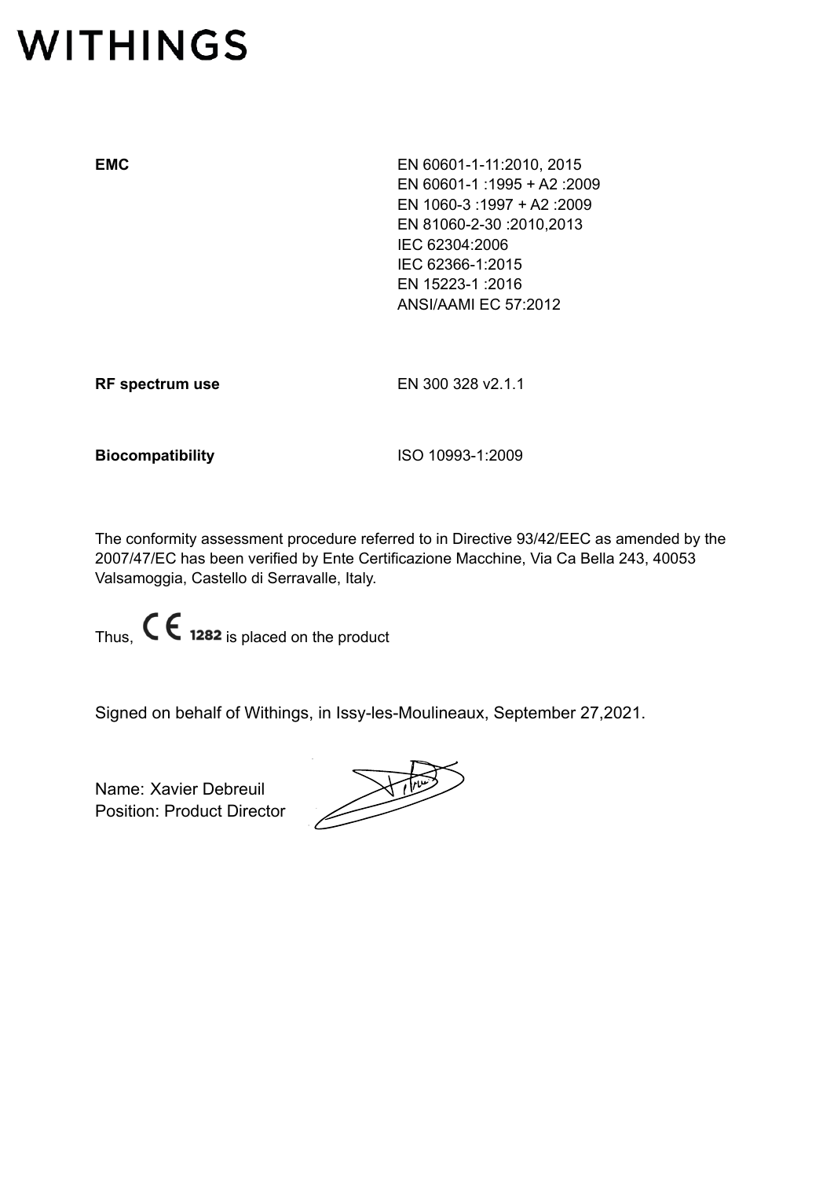WITHINGS

| | |
|---|---|
| **EMC** | EN 60601-1-11:2010, 2015<br>EN 60601-1 :1995 + A2 :2009<br>EN 1060-3 :1997 + A2 :2009<br>EN 81060-2-30 :2010,2013<br>IEC 62304:2006<br>IEC 62366-1:2015<br>EN 15223-1 :2016<br>ANSI/AAMI EC 57:2012 |
| **RF spectrum use** | EN 300 328 v2.1.1 |
| **Biocompatibility** | ISO 10993-1:2009 |

The conformity assessment procedure referred to in Directive 93/42/EEC as amended by the 2007/47/EC has been verified by Ente Certificazione Macchine, Via Ca Bella 243, 40053 Valsamoggia, Castello di Serravalle, Italy.

Thus, CE 1282 is placed on the product

Signed on behalf of Withings, in Issy-les-Moulineaux, September 27,2021.

Name: Xavier Debreuil
Position: Product Director